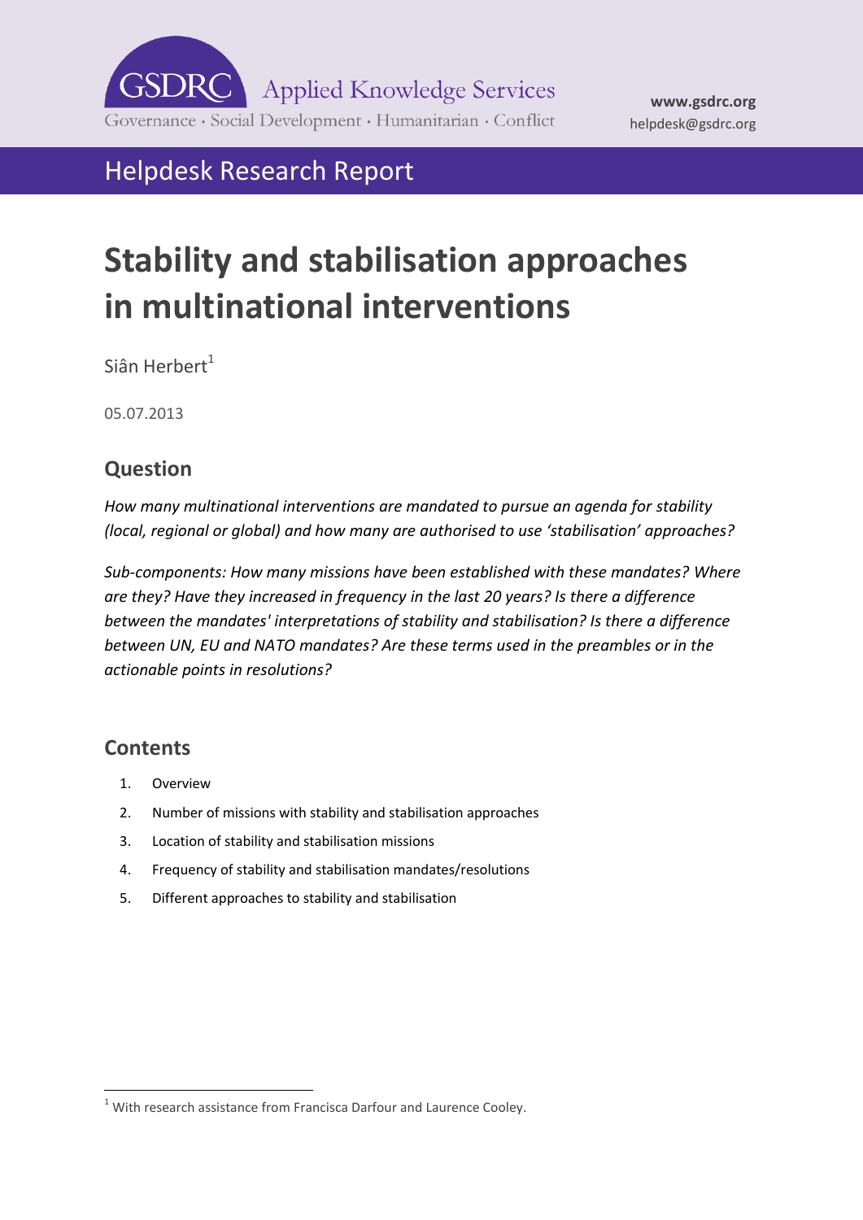GSDRC Applied Knowledge Services

Governance · Social Development · Humanitarian · Conflict

**www.gsdrc.org**
helpdesk@gsdrc.org

Helpdesk Research Report

# Stability and stabilisation approaches in multinational interventions

Siân Herbert[1]

05.07.2013

## Question

*How many multinational interventions are mandated to pursue an agenda for stability (local, regional or global) and how many are authorised to use 'stabilisation' approaches?*

*Sub-components: How many missions have been established with these mandates? Where are they? Have they increased in frequency in the last 20 years? Is there a difference between the mandates' interpretations of stability and stabilisation? Is there a difference between UN, EU and NATO mandates? Are these terms used in the preambles or in the actionable points in resolutions?*

## Contents

1. Overview
2. Number of missions with stability and stabilisation approaches
3. Location of stability and stabilisation missions
4. Frequency of stability and stabilisation mandates/resolutions
5. Different approaches to stability and stabilisation

[1] With research assistance from Francisca Darfour and Laurence Cooley.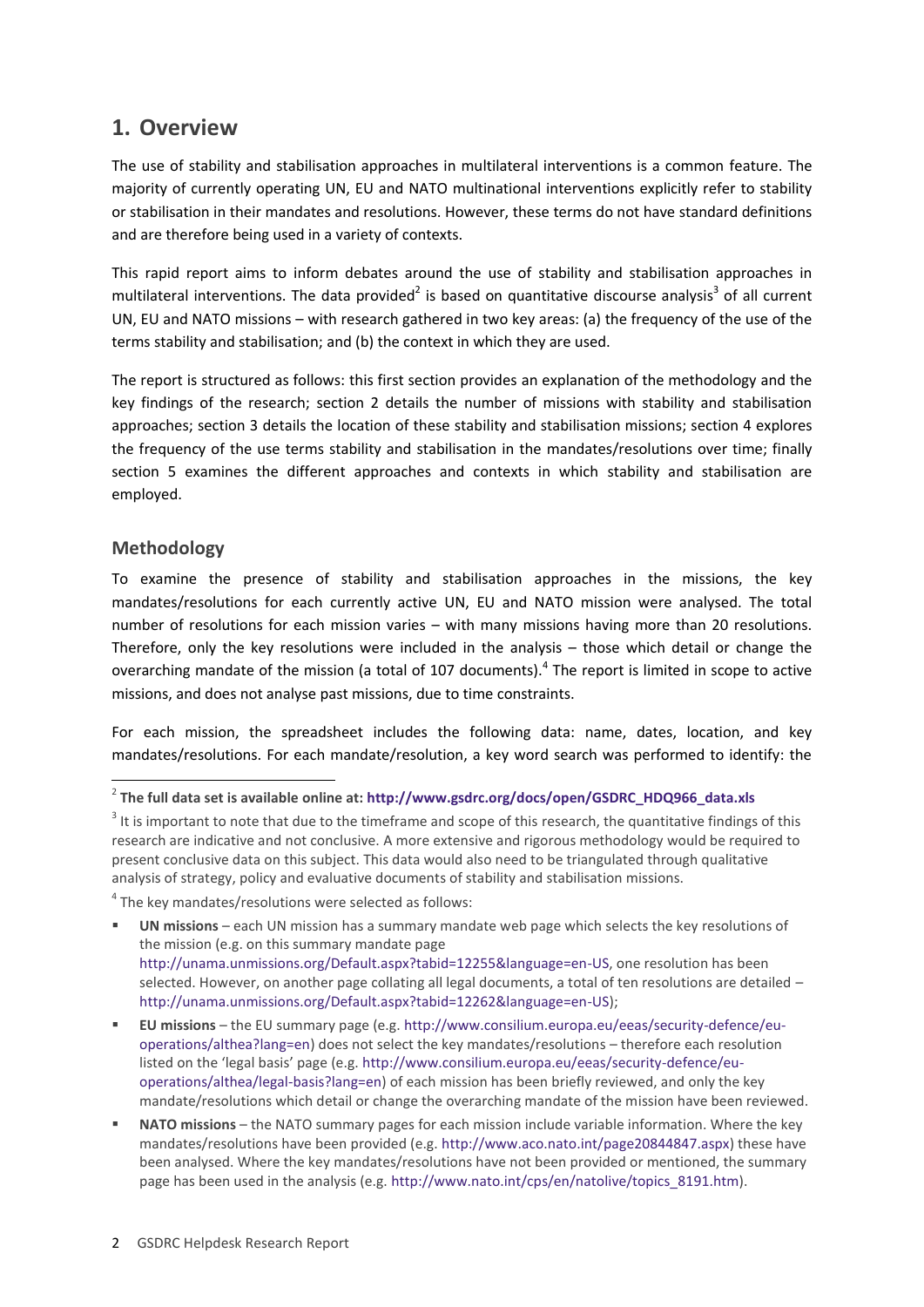## 1. Overview

The use of stability and stabilisation approaches in multilateral interventions is a common feature. The majority of currently operating UN, EU and NATO multinational interventions explicitly refer to stability or stabilisation in their mandates and resolutions. However, these terms do not have standard definitions and are therefore being used in a variety of contexts.

This rapid report aims to inform debates around the use of stability and stabilisation approaches in multilateral interventions. The data provided[2] is based on quantitative discourse analysis[3] of all current UN, EU and NATO missions – with research gathered in two key areas: (a) the frequency of the use of the terms stability and stabilisation; and (b) the context in which they are used.

The report is structured as follows: this first section provides an explanation of the methodology and the key findings of the research; section 2 details the number of missions with stability and stabilisation approaches; section 3 details the location of these stability and stabilisation missions; section 4 explores the frequency of the use terms stability and stabilisation in the mandates/resolutions over time; finally section 5 examines the different approaches and contexts in which stability and stabilisation are employed.

### Methodology

To examine the presence of stability and stabilisation approaches in the missions, the key mandates/resolutions for each currently active UN, EU and NATO mission were analysed. The total number of resolutions for each mission varies – with many missions having more than 20 resolutions. Therefore, only the key resolutions were included in the analysis – those which detail or change the overarching mandate of the mission (a total of 107 documents).[4] The report is limited in scope to active missions, and does not analyse past missions, due to time constraints.

For each mission, the spreadsheet includes the following data: name, dates, location, and key mandates/resolutions. For each mandate/resolution, a key word search was performed to identify: the

---

[2] **The full data set is available online at: http://www.gsdrc.org/docs/open/GSDRC_HDQ966_data.xls**

[3] It is important to note that due to the timeframe and scope of this research, the quantitative findings of this research are indicative and not conclusive. A more extensive and rigorous methodology would be required to present conclusive data on this subject. This data would also need to be triangulated through qualitative analysis of strategy, policy and evaluative documents of stability and stabilisation missions.

[4] The key mandates/resolutions were selected as follows:

- **UN missions** – each UN mission has a summary mandate web page which selects the key resolutions of the mission (e.g. on this summary mandate page http://unama.unmissions.org/Default.aspx?tabid=12255&language=en-US, one resolution has been selected. However, on another page collating all legal documents, a total of ten resolutions are detailed – http://unama.unmissions.org/Default.aspx?tabid=12262&language=en-US);
- **EU missions** – the EU summary page (e.g. http://www.consilium.europa.eu/eeas/security-defence/eu-operations/althea?lang=en) does not select the key mandates/resolutions – therefore each resolution listed on the 'legal basis' page (e.g. http://www.consilium.europa.eu/eeas/security-defence/eu-operations/althea/legal-basis?lang=en) of each mission has been briefly reviewed, and only the key mandate/resolutions which detail or change the overarching mandate of the mission have been reviewed.
- **NATO missions** – the NATO summary pages for each mission include variable information. Where the key mandates/resolutions have been provided (e.g. http://www.aco.nato.int/page20844847.aspx) these have been analysed. Where the key mandates/resolutions have not been provided or mentioned, the summary page has been used in the analysis (e.g. http://www.nato.int/cps/en/natolive/topics_8191.htm).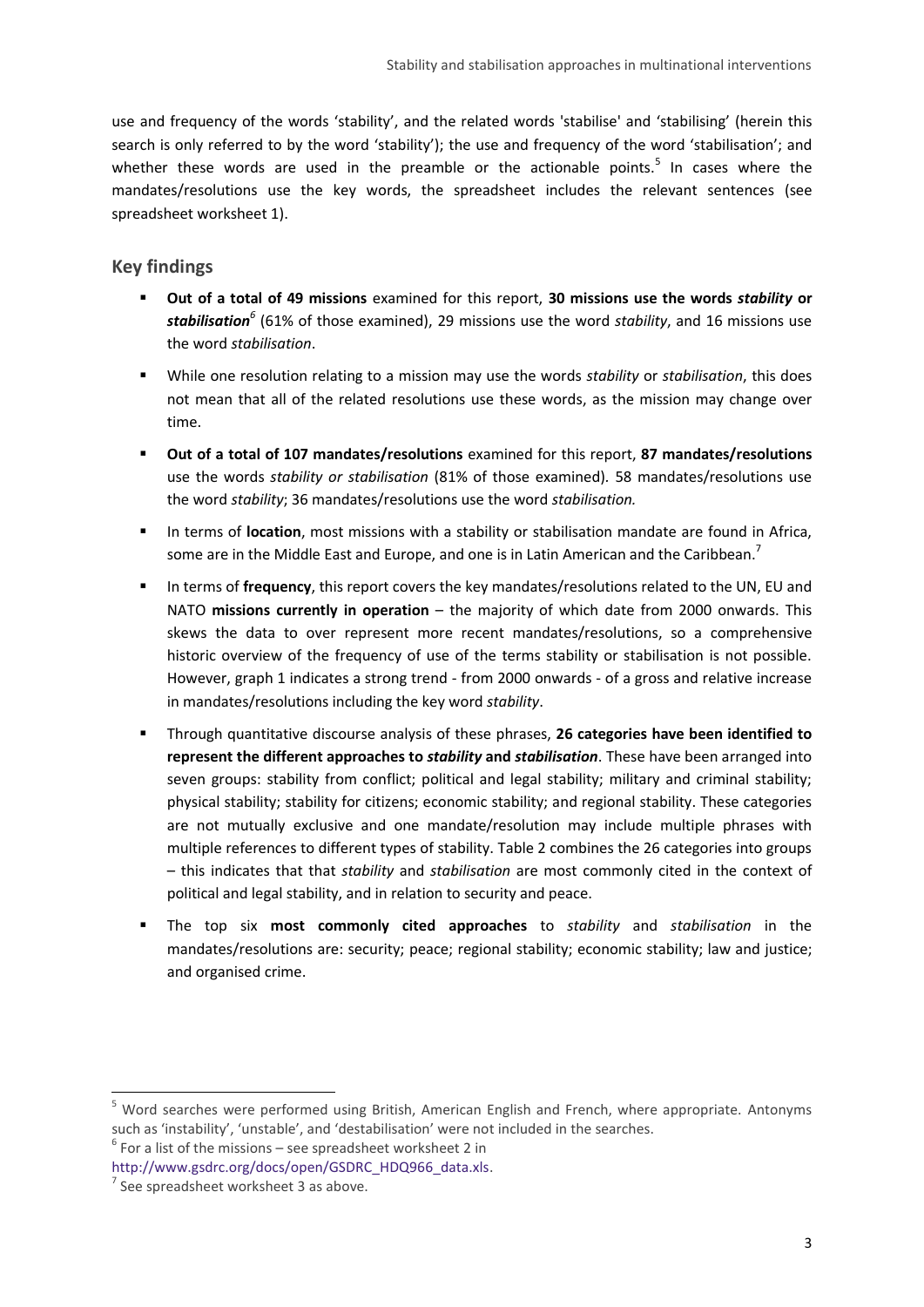use and frequency of the words 'stability', and the related words 'stabilise' and 'stabilising' (herein this search is only referred to by the word 'stability'); the use and frequency of the word 'stabilisation'; and whether these words are used in the preamble or the actionable points.[5] In cases where the mandates/resolutions use the key words, the spreadsheet includes the relevant sentences (see spreadsheet worksheet 1).

## Key findings

- **Out of a total of 49 missions** examined for this report, **30 missions use the words *stability* or *stabilisation*[6]** (61% of those examined), 29 missions use the word *stability*, and 16 missions use the word *stabilisation*.
- While one resolution relating to a mission may use the words *stability* or *stabilisation*, this does not mean that all of the related resolutions use these words, as the mission may change over time.
- **Out of a total of 107 mandates/resolutions** examined for this report, **87 mandates/resolutions** use the words *stability or stabilisation* (81% of those examined). 58 mandates/resolutions use the word *stability*; 36 mandates/resolutions use the word *stabilisation.*
- In terms of **location**, most missions with a stability or stabilisation mandate are found in Africa, some are in the Middle East and Europe, and one is in Latin American and the Caribbean.[7]
- In terms of **frequency**, this report covers the key mandates/resolutions related to the UN, EU and NATO **missions currently in operation** – the majority of which date from 2000 onwards. This skews the data to over represent more recent mandates/resolutions, so a comprehensive historic overview of the frequency of use of the terms stability or stabilisation is not possible. However, graph 1 indicates a strong trend - from 2000 onwards - of a gross and relative increase in mandates/resolutions including the key word *stability*.
- Through quantitative discourse analysis of these phrases, **26 categories have been identified to represent the different approaches to *stability* and *stabilisation***. These have been arranged into seven groups: stability from conflict; political and legal stability; military and criminal stability; physical stability; stability for citizens; economic stability; and regional stability. These categories are not mutually exclusive and one mandate/resolution may include multiple phrases with multiple references to different types of stability. Table 2 combines the 26 categories into groups – this indicates that that *stability* and *stabilisation* are most commonly cited in the context of political and legal stability, and in relation to security and peace.
- The top six **most commonly cited approaches** to *stability* and *stabilisation* in the mandates/resolutions are: security; peace; regional stability; economic stability; law and justice; and organised crime.

---

[5] Word searches were performed using British, American English and French, where appropriate. Antonyms such as 'instability', 'unstable', and 'destabilisation' were not included in the searches.

[6] For a list of the missions – see spreadsheet worksheet 2 in http://www.gsdrc.org/docs/open/GSDRC_HDQ966_data.xls.

[7] See spreadsheet worksheet 3 as above.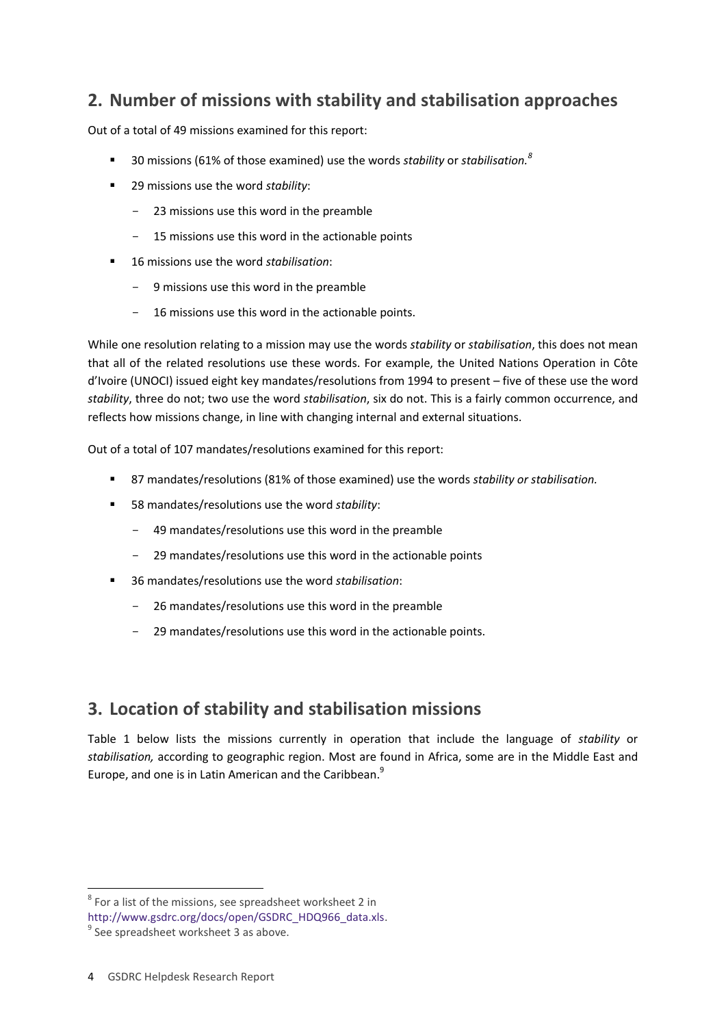## 2. Number of missions with stability and stabilisation approaches

Out of a total of 49 missions examined for this report:

- 30 missions (61% of those examined) use the words *stability* or *stabilisation.*[8]
- 29 missions use the word *stability*:
  - 23 missions use this word in the preamble
  - 15 missions use this word in the actionable points
- 16 missions use the word *stabilisation*:
  - 9 missions use this word in the preamble
  - 16 missions use this word in the actionable points.

While one resolution relating to a mission may use the words *stability* or *stabilisation*, this does not mean that all of the related resolutions use these words. For example, the United Nations Operation in Côte d'Ivoire (UNOCI) issued eight key mandates/resolutions from 1994 to present – five of these use the word *stability*, three do not; two use the word *stabilisation*, six do not. This is a fairly common occurrence, and reflects how missions change, in line with changing internal and external situations.

Out of a total of 107 mandates/resolutions examined for this report:

- 87 mandates/resolutions (81% of those examined) use the words *stability or stabilisation.*
- 58 mandates/resolutions use the word *stability*:
  - 49 mandates/resolutions use this word in the preamble
  - 29 mandates/resolutions use this word in the actionable points
- 36 mandates/resolutions use the word *stabilisation*:
  - 26 mandates/resolutions use this word in the preamble
  - 29 mandates/resolutions use this word in the actionable points.

## 3. Location of stability and stabilisation missions

Table 1 below lists the missions currently in operation that include the language of *stability* or *stabilisation,* according to geographic region. Most are found in Africa, some are in the Middle East and Europe, and one is in Latin American and the Caribbean.[9]

---

[8] For a list of the missions, see spreadsheet worksheet 2 in http://www.gsdrc.org/docs/open/GSDRC_HDQ966_data.xls.

[9] See spreadsheet worksheet 3 as above.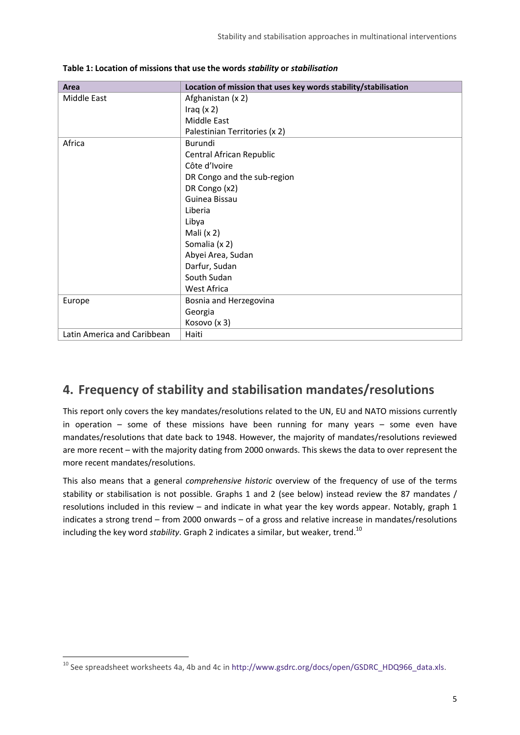**Table 1: Location of missions that use the words *stability* or *stabilisation***

| Area | Location of mission that uses key words stability/stabilisation |
|---|---|
| Middle East | Afghanistan (x 2)<br>Iraq (x 2)<br>Middle East<br>Palestinian Territories (x 2) |
| Africa | Burundi<br>Central African Republic<br>Côte d'Ivoire<br>DR Congo and the sub-region<br>DR Congo (x2)<br>Guinea Bissau<br>Liberia<br>Libya<br>Mali (x 2)<br>Somalia (x 2)<br>Abyei Area, Sudan<br>Darfur, Sudan<br>South Sudan<br>West Africa |
| Europe | Bosnia and Herzegovina<br>Georgia<br>Kosovo (x 3) |
| Latin America and Caribbean | Haiti |

## 4. Frequency of stability and stabilisation mandates/resolutions

This report only covers the key mandates/resolutions related to the UN, EU and NATO missions currently in operation – some of these missions have been running for many years – some even have mandates/resolutions that date back to 1948. However, the majority of mandates/resolutions reviewed are more recent – with the majority dating from 2000 onwards. This skews the data to over represent the more recent mandates/resolutions.

This also means that a general *comprehensive historic* overview of the frequency of use of the terms stability or stabilisation is not possible. Graphs 1 and 2 (see below) instead review the 87 mandates / resolutions included in this review – and indicate in what year the key words appear. Notably, graph 1 indicates a strong trend – from 2000 onwards – of a gross and relative increase in mandates/resolutions including the key word *stability*. Graph 2 indicates a similar, but weaker, trend.[10]

[10] See spreadsheet worksheets 4a, 4b and 4c in http://www.gsdrc.org/docs/open/GSDRC_HDQ966_data.xls.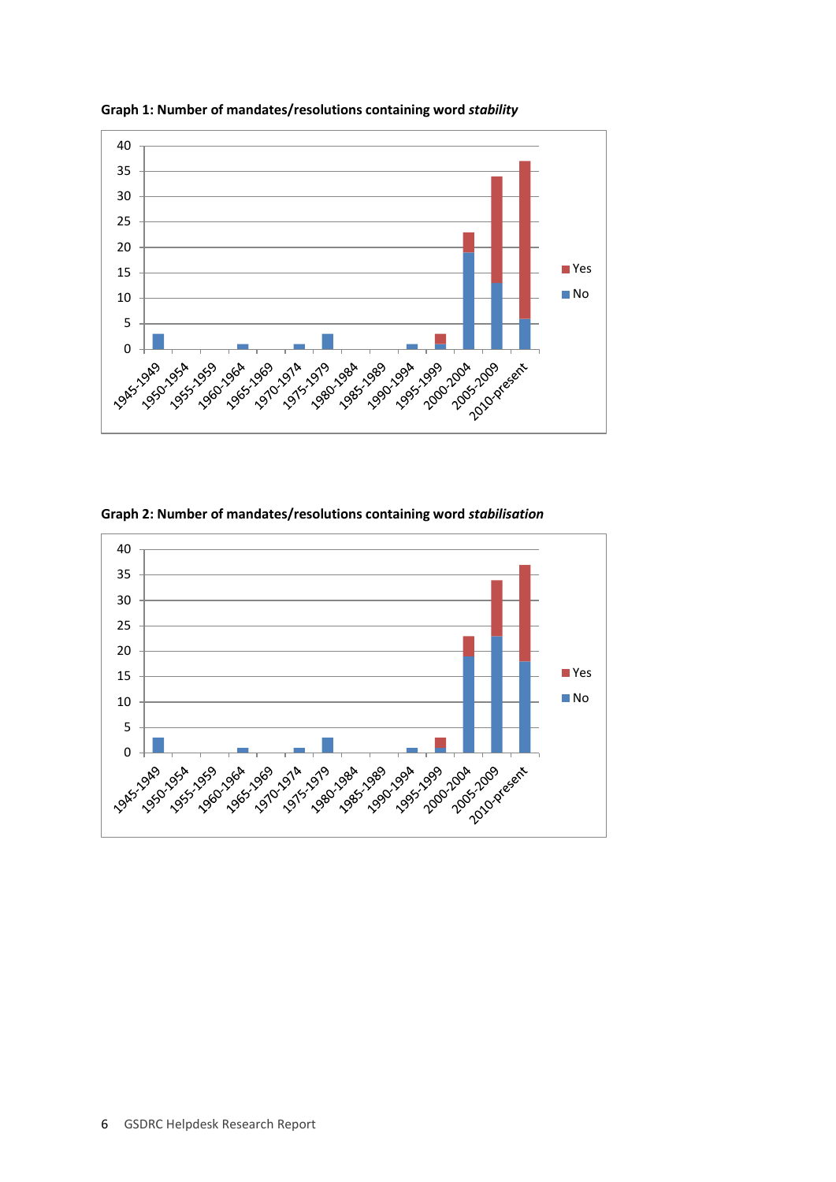**Graph 1: Number of mandates/resolutions containing word *stability***

**Graph 2: Number of mandates/resolutions containing word *stabilisation***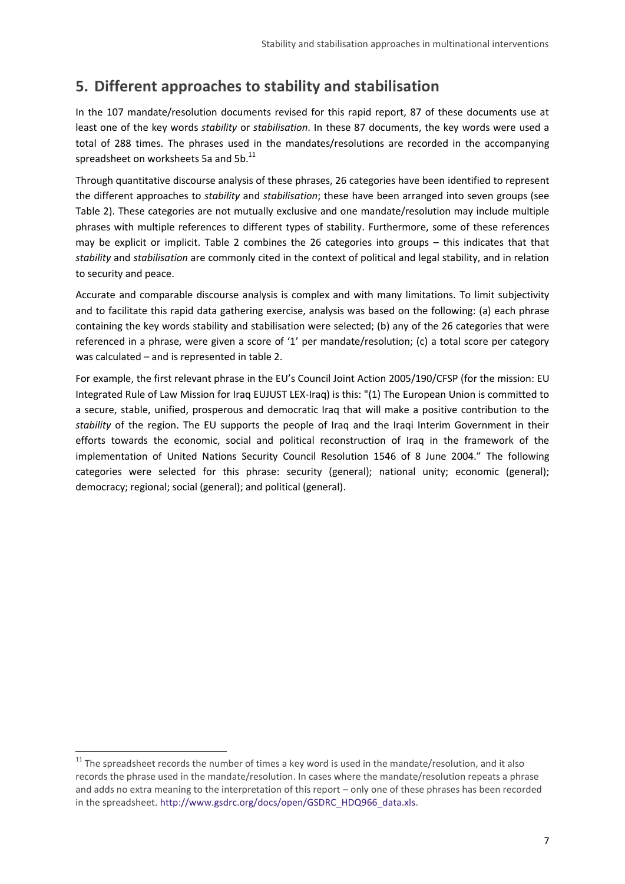## 5. Different approaches to stability and stabilisation

In the 107 mandate/resolution documents revised for this rapid report, 87 of these documents use at least one of the key words *stability* or *stabilisation*. In these 87 documents, the key words were used a total of 288 times. The phrases used in the mandates/resolutions are recorded in the accompanying spreadsheet on worksheets 5a and 5b.[11]

Through quantitative discourse analysis of these phrases, 26 categories have been identified to represent the different approaches to *stability* and *stabilisation*; these have been arranged into seven groups (see Table 2). These categories are not mutually exclusive and one mandate/resolution may include multiple phrases with multiple references to different types of stability. Furthermore, some of these references may be explicit or implicit. Table 2 combines the 26 categories into groups – this indicates that that *stability* and *stabilisation* are commonly cited in the context of political and legal stability, and in relation to security and peace.

Accurate and comparable discourse analysis is complex and with many limitations. To limit subjectivity and to facilitate this rapid data gathering exercise, analysis was based on the following: (a) each phrase containing the key words stability and stabilisation were selected; (b) any of the 26 categories that were referenced in a phrase, were given a score of '1' per mandate/resolution; (c) a total score per category was calculated – and is represented in table 2.

For example, the first relevant phrase in the EU's Council Joint Action 2005/190/CFSP (for the mission: EU Integrated Rule of Law Mission for Iraq EUJUST LEX-Iraq) is this: "(1) The European Union is committed to a secure, stable, unified, prosperous and democratic Iraq that will make a positive contribution to the *stability* of the region. The EU supports the people of Iraq and the Iraqi Interim Government in their efforts towards the economic, social and political reconstruction of Iraq in the framework of the implementation of United Nations Security Council Resolution 1546 of 8 June 2004." The following categories were selected for this phrase: security (general); national unity; economic (general); democracy; regional; social (general); and political (general).

---

[11] The spreadsheet records the number of times a key word is used in the mandate/resolution, and it also records the phrase used in the mandate/resolution. In cases where the mandate/resolution repeats a phrase and adds no extra meaning to the interpretation of this report – only one of these phrases has been recorded in the spreadsheet. http://www.gsdrc.org/docs/open/GSDRC_HDQ966_data.xls.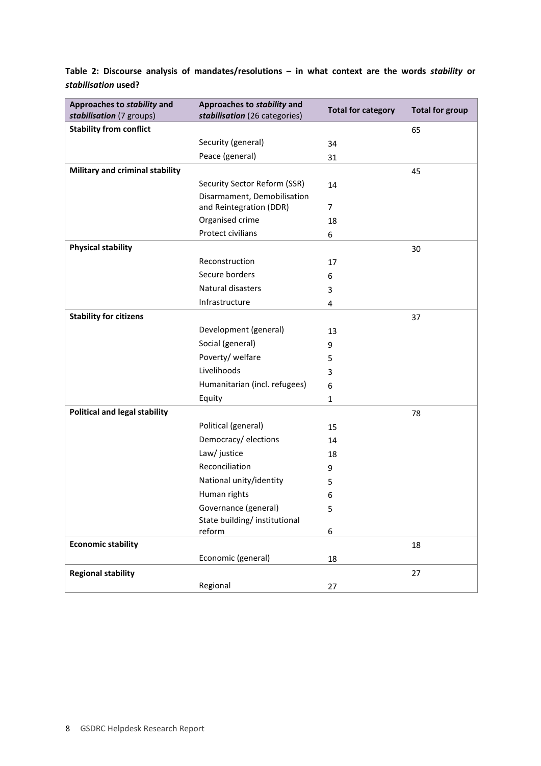**Table 2: Discourse analysis of mandates/resolutions – in what context are the words *stability* or *stabilisation* used?**

| Approaches to *stability* and *stabilisation* (7 groups) | Approaches to *stability* and *stabilisation* (26 categories) | Total for category | Total for group |
|---|---|---|---|
| **Stability from conflict** | | | 65 |
| | Security (general) | 34 | |
| | Peace (general) | 31 | |
| **Military and criminal stability** | | | 45 |
| | Security Sector Reform (SSR) | 14 | |
| | Disarmament, Demobilisation and Reintegration (DDR) | 7 | |
| | Organised crime | 18 | |
| | Protect civilians | 6 | |
| **Physical stability** | | | 30 |
| | Reconstruction | 17 | |
| | Secure borders | 6 | |
| | Natural disasters | 3 | |
| | Infrastructure | 4 | |
| **Stability for citizens** | | | 37 |
| | Development (general) | 13 | |
| | Social (general) | 9 | |
| | Poverty/ welfare | 5 | |
| | Livelihoods | 3 | |
| | Humanitarian (incl. refugees) | 6 | |
| | Equity | 1 | |
| **Political and legal stability** | | | 78 |
| | Political (general) | 15 | |
| | Democracy/ elections | 14 | |
| | Law/ justice | 18 | |
| | Reconciliation | 9 | |
| | National unity/identity | 5 | |
| | Human rights | 6 | |
| | Governance (general) | 5 | |
| | State building/ institutional reform | 6 | |
| **Economic stability** | | | 18 |
| | Economic (general) | 18 | |
| **Regional stability** | | | 27 |
| | Regional | 27 | |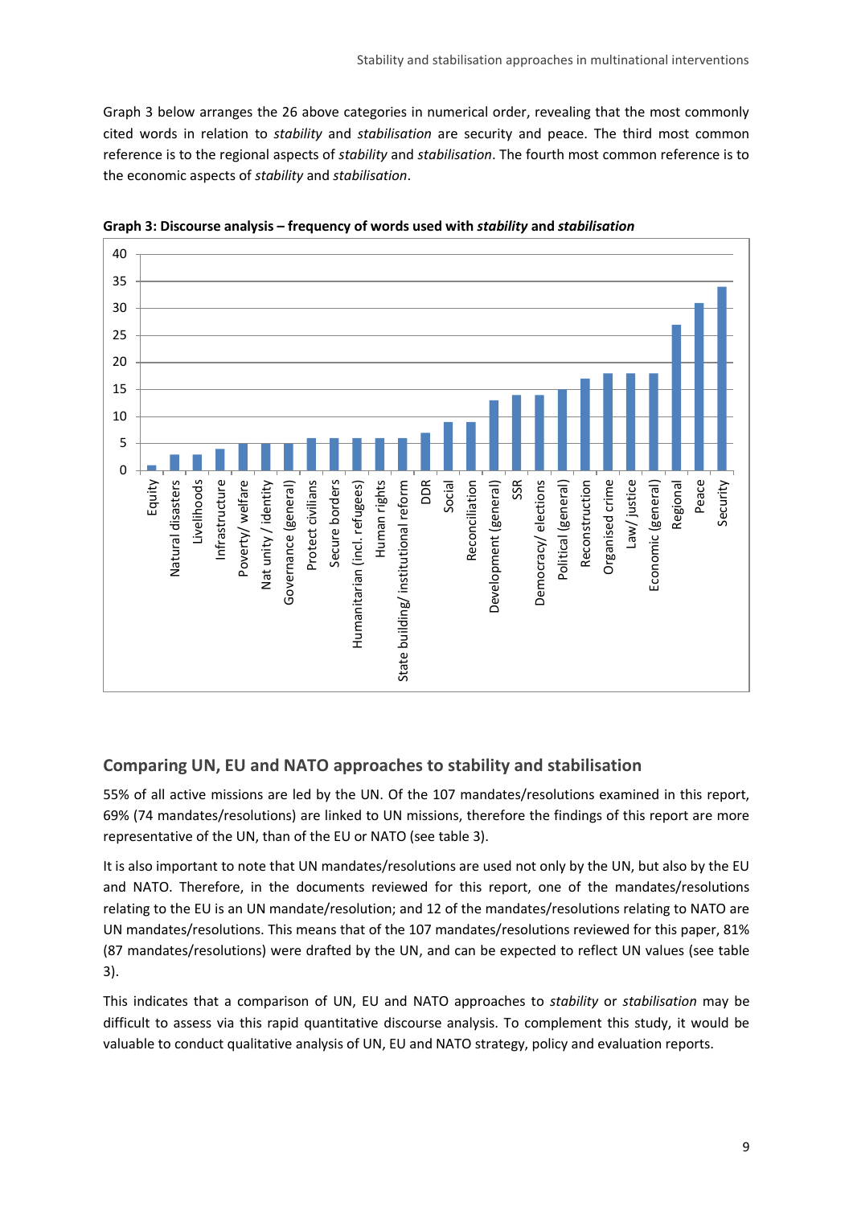Graph 3 below arranges the 26 above categories in numerical order, revealing that the most commonly cited words in relation to *stability* and *stabilisation* are security and peace. The third most common reference is to the regional aspects of *stability* and *stabilisation*. The fourth most common reference is to the economic aspects of *stability* and *stabilisation*.

**Graph 3: Discourse analysis – frequency of words used with *stability* and *stabilisation***

| Category | Frequency |
|---|---|
| Equity | 1 |
| Natural disasters | 3 |
| Livelihoods | 3 |
| Infrastructure | 4 |
| Poverty/ welfare | 5 |
| Nat unity / identity | 5 |
| Governance (general) | 5 |
| Protect civilians | 6 |
| Secure borders | 6 |
| Humanitarian (incl. refugees) | 6 |
| Human rights | 6 |
| State building/ institutional reform | 6 |
| DDR | 7 |
| Social | 9 |
| Reconciliation | 9 |
| Development (general) | 13 |
| SSR | 14 |
| Democracy/ elections | 14 |
| Political (general) | 15 |
| Reconstruction | 17 |
| Organised crime | 18 |
| Law/ justice | 18 |
| Economic (general) | 18 |
| Regional | 27 |
| Peace | 31 |
| Security | 34 |

## Comparing UN, EU and NATO approaches to stability and stabilisation

55% of all active missions are led by the UN. Of the 107 mandates/resolutions examined in this report, 69% (74 mandates/resolutions) are linked to UN missions, therefore the findings of this report are more representative of the UN, than of the EU or NATO (see table 3).

It is also important to note that UN mandates/resolutions are used not only by the UN, but also by the EU and NATO. Therefore, in the documents reviewed for this report, one of the mandates/resolutions relating to the EU is an UN mandate/resolution; and 12 of the mandates/resolutions relating to NATO are UN mandates/resolutions. This means that of the 107 mandates/resolutions reviewed for this paper, 81% (87 mandates/resolutions) were drafted by the UN, and can be expected to reflect UN values (see table 3).

This indicates that a comparison of UN, EU and NATO approaches to *stability* or *stabilisation* may be difficult to assess via this rapid quantitative discourse analysis. To complement this study, it would be valuable to conduct qualitative analysis of UN, EU and NATO strategy, policy and evaluation reports.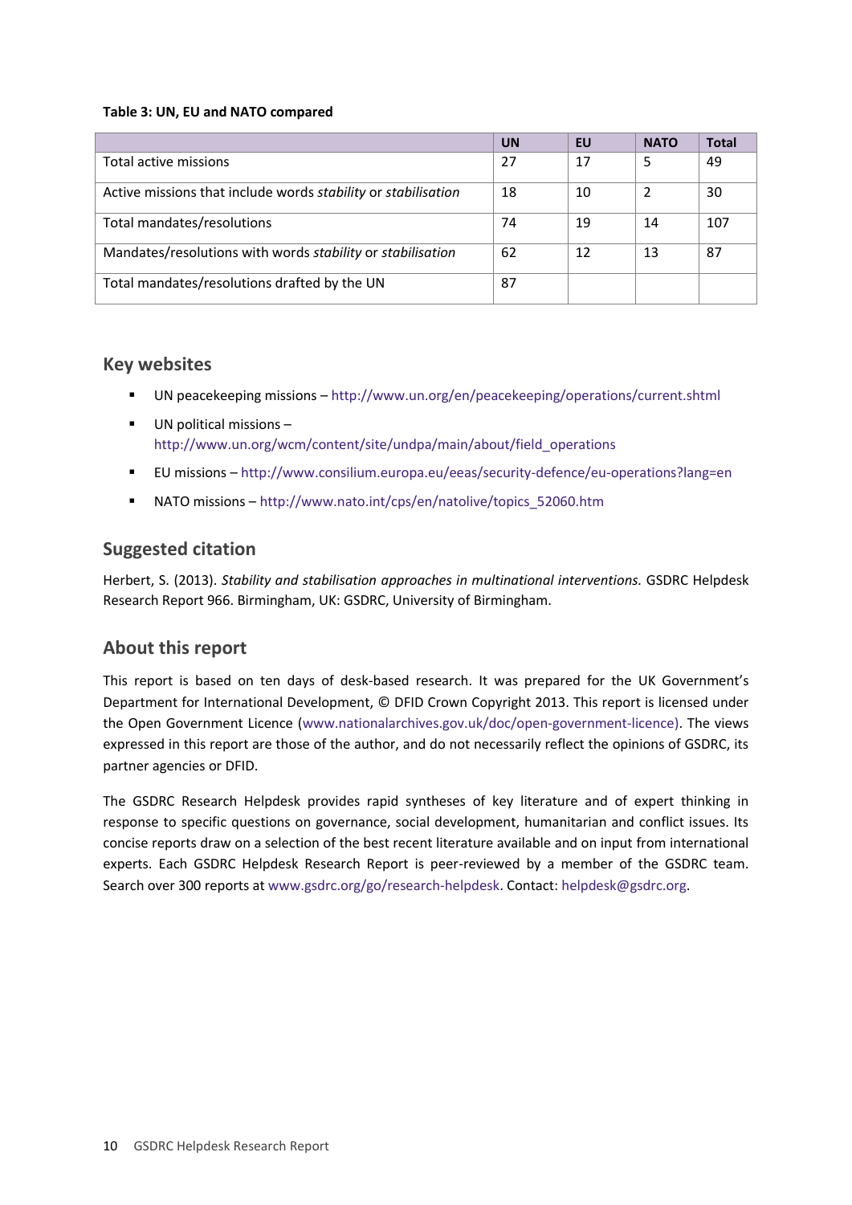**Table 3: UN, EU and NATO compared**

| | UN | EU | NATO | Total |
|---|---|---|---|---|
| Total active missions | 27 | 17 | 5 | 49 |
| Active missions that include words *stability* or *stabilisation* | 18 | 10 | 2 | 30 |
| Total mandates/resolutions | 74 | 19 | 14 | 107 |
| Mandates/resolutions with words *stability* or *stabilisation* | 62 | 12 | 13 | 87 |
| Total mandates/resolutions drafted by the UN | 87 | | | |

## Key websites

- UN peacekeeping missions – http://www.un.org/en/peacekeeping/operations/current.shtml
- UN political missions – http://www.un.org/wcm/content/site/undpa/main/about/field_operations
- EU missions – http://www.consilium.europa.eu/eeas/security-defence/eu-operations?lang=en
- NATO missions – http://www.nato.int/cps/en/natolive/topics_52060.htm

## Suggested citation

Herbert, S. (2013). *Stability and stabilisation approaches in multinational interventions.* GSDRC Helpdesk Research Report 966. Birmingham, UK: GSDRC, University of Birmingham.

## About this report

This report is based on ten days of desk-based research. It was prepared for the UK Government's Department for International Development, © DFID Crown Copyright 2013. This report is licensed under the Open Government Licence (www.nationalarchives.gov.uk/doc/open-government-licence). The views expressed in this report are those of the author, and do not necessarily reflect the opinions of GSDRC, its partner agencies or DFID.

The GSDRC Research Helpdesk provides rapid syntheses of key literature and of expert thinking in response to specific questions on governance, social development, humanitarian and conflict issues. Its concise reports draw on a selection of the best recent literature available and on input from international experts. Each GSDRC Helpdesk Research Report is peer-reviewed by a member of the GSDRC team. Search over 300 reports at www.gsdrc.org/go/research-helpdesk. Contact: helpdesk@gsdrc.org.